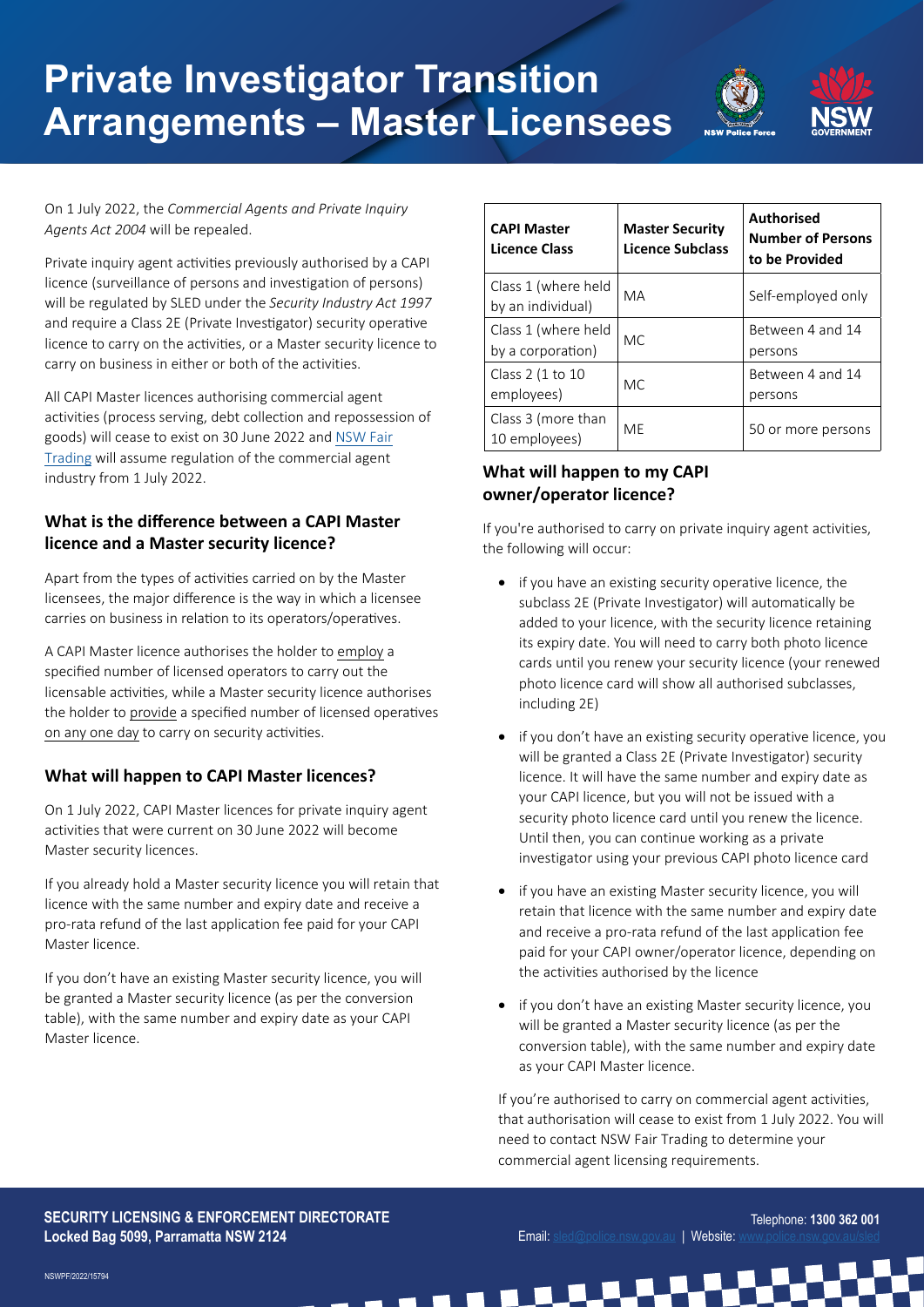# Private Investigator Transition Arrangements – Master Licensees

On 1 July 2022, the *Commercial Agents and Private Inquiry Agents Act 2004* will be repealed.

Private inquiry agent activities previously authorised by a CAPI licence (surveillance of persons and investigation of persons) will be regulated by SLED under the *Security Industry Act 1997* and require a Class 2E (Private Investigator) security operative licence to carry on the activities, or a Master security licence to carry on business in either or both of the activities.

All CAPI Master licences authorising commercial agent activities (process serving, debt collection and repossession of goods) will cease to exist on 30 June 2022 and NSW Fair Trading will assume regulation of the commercial agent industry from 1 July 2022.

## What is the difference between a CAPI Master licence and a Master security licence?

Apart from the types of activities carried on by the Master licensees, the major difference is the way in which a licensee carries on business in relation to its operators/operatives.

A CAPI Master licence authorises the holder to employ a specified number of licensed operators to carry out the licensable activities, while a Master security licence authorises the holder to provide a specified number of licensed operatives on any one day to carry on security activities.

## What will happen to CAPI Master licences?

On 1 July 2022, CAPI Master licences for private inquiry agent activities that were current on 30 June 2022 will become Master security licences.

If you already hold a Master security licence you will retain that licence with the same number and expiry date and receive a pro-rata refund of the last application fee paid for your CAPI Master licence.

If you don't have an existing Master security licence, you will be granted a Master security licence (as per the conversion table), with the same number and expiry date as your CAPI Master licence.

| CAPI Master Licence Class | Master Security Licence Subclass | Authorised Number of Persons to be Provided |
|---|---|---|
| Class 1 (where held by an individual) | MA | Self-employed only |
| Class 1 (where held by a corporation) | MC | Between 4 and 14 persons |
| Class 2 (1 to 10 employees) | MC | Between 4 and 14 persons |
| Class 3 (more than 10 employees) | ME | 50 or more persons |

## What will happen to my CAPI owner/operator licence?

If you're authorised to carry on private inquiry agent activities, the following will occur:

- if you have an existing security operative licence, the subclass 2E (Private Investigator) will automatically be added to your licence, with the security licence retaining its expiry date. You will need to carry both photo licence cards until you renew your security licence (your renewed photo licence card will show all authorised subclasses, including 2E)
- if you don't have an existing security operative licence, you will be granted a Class 2E (Private Investigator) security licence. It will have the same number and expiry date as your CAPI licence, but you will not be issued with a security photo licence card until you renew the licence. Until then, you can continue working as a private investigator using your previous CAPI photo licence card
- if you have an existing Master security licence, you will retain that licence with the same number and expiry date and receive a pro-rata refund of the last application fee paid for your CAPI owner/operator licence, depending on the activities authorised by the licence
- if you don't have an existing Master security licence, you will be granted a Master security licence (as per the conversion table), with the same number and expiry date as your CAPI Master licence.

If you're authorised to carry on commercial agent activities, that authorisation will cease to exist from 1 July 2022. You will need to contact NSW Fair Trading to determine your commercial agent licensing requirements.

**SECURITY LICENSING & ENFORCEMENT DIRECTORATE**
**Locked Bag 5099, Parramatta NSW 2124**

Telephone: **1300 362 001**
Email: sled@police.nsw.gov.au | Website: www.police.nsw.gov.au/sled

NSWPF/2022/15794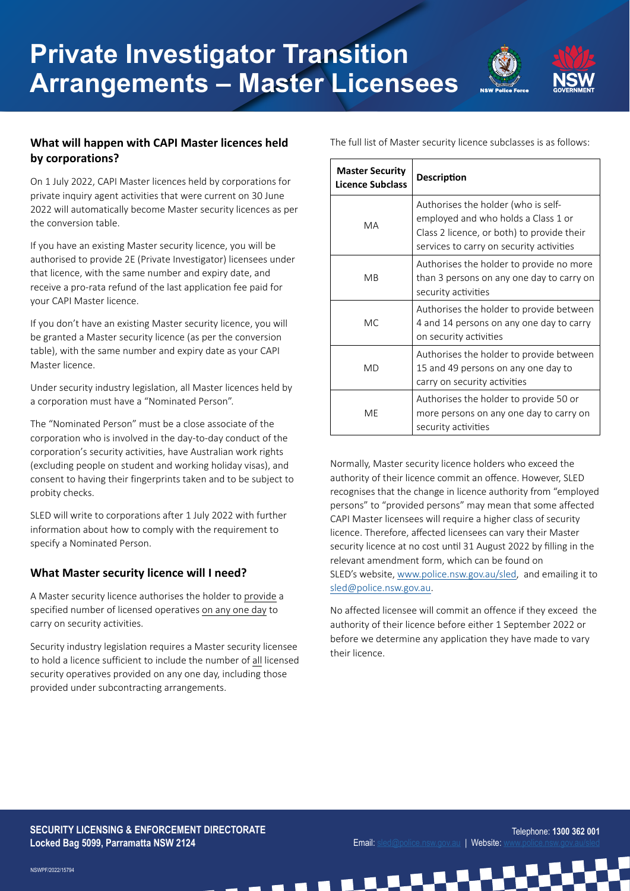# Private Investigator Transition Arrangements – Master Licensees

## What will happen with CAPI Master licences held by corporations?

On 1 July 2022, CAPI Master licences held by corporations for private inquiry agent activities that were current on 30 June 2022 will automatically become Master security licences as per the conversion table.

If you have an existing Master security licence, you will be authorised to provide 2E (Private Investigator) licensees under that licence, with the same number and expiry date, and receive a pro-rata refund of the last application fee paid for your CAPI Master licence.

If you don't have an existing Master security licence, you will be granted a Master security licence (as per the conversion table), with the same number and expiry date as your CAPI Master licence.

Under security industry legislation, all Master licences held by a corporation must have a "Nominated Person".

The "Nominated Person" must be a close associate of the corporation who is involved in the day-to-day conduct of the corporation's security activities, have Australian work rights (excluding people on student and working holiday visas), and consent to having their fingerprints taken and to be subject to probity checks.

SLED will write to corporations after 1 July 2022 with further information about how to comply with the requirement to specify a Nominated Person.

## What Master security licence will I need?

A Master security licence authorises the holder to provide a specified number of licensed operatives on any one day to carry on security activities.

Security industry legislation requires a Master security licensee to hold a licence sufficient to include the number of all licensed security operatives provided on any one day, including those provided under subcontracting arrangements.

The full list of Master security licence subclasses is as follows:

| Master Security Licence Subclass | Description |
|---|---|
| MA | Authorises the holder (who is self-employed and who holds a Class 1 or Class 2 licence, or both) to provide their services to carry on security activities |
| MB | Authorises the holder to provide no more than 3 persons on any one day to carry on security activities |
| MC | Authorises the holder to provide between 4 and 14 persons on any one day to carry on security activities |
| MD | Authorises the holder to provide between 15 and 49 persons on any one day to carry on security activities |
| ME | Authorises the holder to provide 50 or more persons on any one day to carry on security activities |

Normally, Master security licence holders who exceed the authority of their licence commit an offence. However, SLED recognises that the change in licence authority from "employed persons" to "provided persons" may mean that some affected CAPI Master licensees will require a higher class of security licence. Therefore, affected licensees can vary their Master security licence at no cost until 31 August 2022 by filling in the relevant amendment form, which can be found on SLED's website, www.police.nsw.gov.au/sled, and emailing it to sled@police.nsw.gov.au.

No affected licensee will commit an offence if they exceed the authority of their licence before either 1 September 2022 or before we determine any application they have made to vary their licence.

**SECURITY LICENSING & ENFORCEMENT DIRECTORATE**
**Locked Bag 5099, Parramatta NSW 2124**

Telephone: **1300 362 001**
Email: sled@police.nsw.gov.au | Website: www.police.nsw.gov.au/sled

NSWPF/2022/15794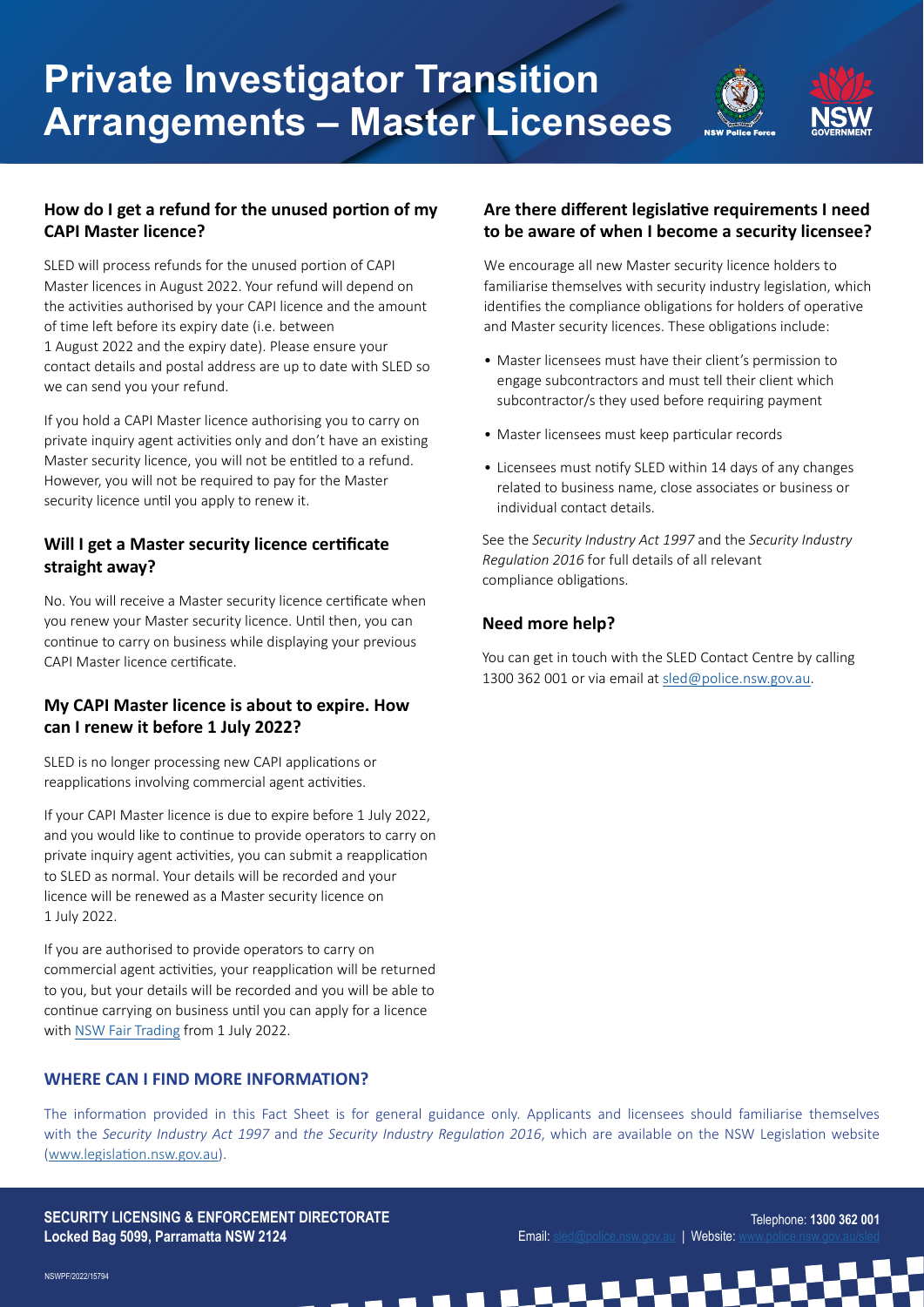# Private Investigator Transition Arrangements – Master Licensees

## How do I get a refund for the unused portion of my CAPI Master licence?

SLED will process refunds for the unused portion of CAPI Master licences in August 2022. Your refund will depend on the activities authorised by your CAPI licence and the amount of time left before its expiry date (i.e. between 1 August 2022 and the expiry date). Please ensure your contact details and postal address are up to date with SLED so we can send you your refund.

If you hold a CAPI Master licence authorising you to carry on private inquiry agent activities only and don't have an existing Master security licence, you will not be entitled to a refund. However, you will not be required to pay for the Master security licence until you apply to renew it.

## Will I get a Master security licence certificate straight away?

No. You will receive a Master security licence certificate when you renew your Master security licence. Until then, you can continue to carry on business while displaying your previous CAPI Master licence certificate.

## My CAPI Master licence is about to expire. How can I renew it before 1 July 2022?

SLED is no longer processing new CAPI applications or reapplications involving commercial agent activities.

If your CAPI Master licence is due to expire before 1 July 2022, and you would like to continue to provide operators to carry on private inquiry agent activities, you can submit a reapplication to SLED as normal. Your details will be recorded and your licence will be renewed as a Master security licence on 1 July 2022.

If you are authorised to provide operators to carry on commercial agent activities, your reapplication will be returned to you, but your details will be recorded and you will be able to continue carrying on business until you can apply for a licence with NSW Fair Trading from 1 July 2022.

## Are there different legislative requirements I need to be aware of when I become a security licensee?

We encourage all new Master security licence holders to familiarise themselves with security industry legislation, which identifies the compliance obligations for holders of operative and Master security licences. These obligations include:

- Master licensees must have their client's permission to engage subcontractors and must tell their client which subcontractor/s they used before requiring payment
- Master licensees must keep particular records
- Licensees must notify SLED within 14 days of any changes related to business name, close associates or business or individual contact details.

See the *Security Industry Act 1997* and the *Security Industry Regulation 2016* for full details of all relevant compliance obligations.

## Need more help?

You can get in touch with the SLED Contact Centre by calling 1300 362 001 or via email at sled@police.nsw.gov.au.

## WHERE CAN I FIND MORE INFORMATION?

The information provided in this Fact Sheet is for general guidance only. Applicants and licensees should familiarise themselves with the *Security Industry Act 1997* and *the Security Industry Regulation 2016*, which are available on the NSW Legislation website (www.legislation.nsw.gov.au).

**SECURITY LICENSING & ENFORCEMENT DIRECTORATE**
**Locked Bag 5099, Parramatta NSW 2124**

Telephone: **1300 362 001**
Email: sled@police.nsw.gov.au | Website: www.police.nsw.gov.au/sled

NSWPF/2022/15794